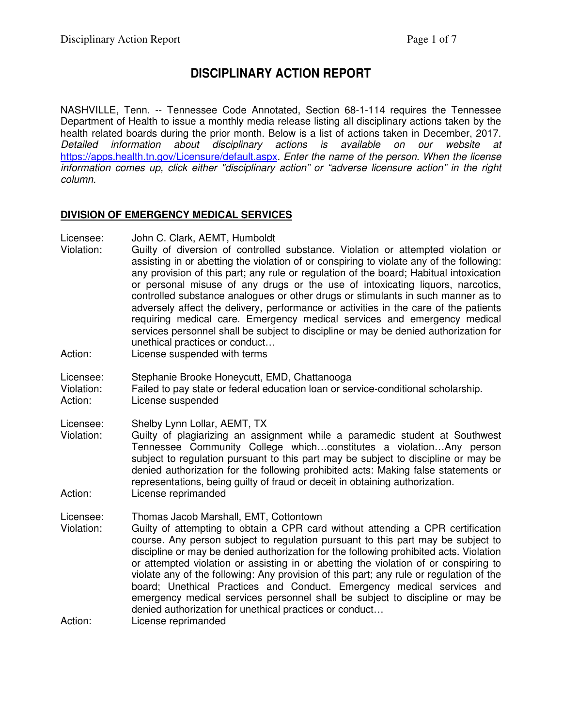# DISCIPLINARY ACTION REPORT

NASHVILLE, Tenn. -- Tennessee Code Annotated, Section 68-1-114 requires the Tennessee Department of Health to issue a monthly media release listing all disciplinary actions taken by the health related boards during the prior month. Below is a list of actions taken in December, 2017. *Detailed information about disciplinary actions is available on our website at* https://apps.health.tn.gov/Licensure/default.aspx*. Enter the name of the person. When the license information comes up, click either "disciplinary action" or "adverse licensure action" in the right column.*

---

## DIVISION OF EMERGENCY MEDICAL SERVICES

Licensee: John C. Clark, AEMT, Humboldt
Violation: Guilty of diversion of controlled substance. Violation or attempted violation or assisting in or abetting the violation of or conspiring to violate any of the following: any provision of this part; any rule or regulation of the board; Habitual intoxication or personal misuse of any drugs or the use of intoxicating liquors, narcotics, controlled substance analogues or other drugs or stimulants in such manner as to adversely affect the delivery, performance or activities in the care of the patients requiring medical care. Emergency medical services and emergency medical services personnel shall be subject to discipline or may be denied authorization for unethical practices or conduct…
Action: License suspended with terms

Licensee: Stephanie Brooke Honeycutt, EMD, Chattanooga
Violation: Failed to pay state or federal education loan or service-conditional scholarship.
Action: License suspended

Licensee: Shelby Lynn Lollar, AEMT, TX
Violation: Guilty of plagiarizing an assignment while a paramedic student at Southwest Tennessee Community College which…constitutes a violation…Any person subject to regulation pursuant to this part may be subject to discipline or may be denied authorization for the following prohibited acts: Making false statements or representations, being guilty of fraud or deceit in obtaining authorization.
Action: License reprimanded

Licensee: Thomas Jacob Marshall, EMT, Cottontown
Violation: Guilty of attempting to obtain a CPR card without attending a CPR certification course. Any person subject to regulation pursuant to this part may be subject to discipline or may be denied authorization for the following prohibited acts. Violation or attempted violation or assisting in or abetting the violation of or conspiring to violate any of the following: Any provision of this part; any rule or regulation of the board; Unethical Practices and Conduct. Emergency medical services and emergency medical services personnel shall be subject to discipline or may be denied authorization for unethical practices or conduct…
Action: License reprimanded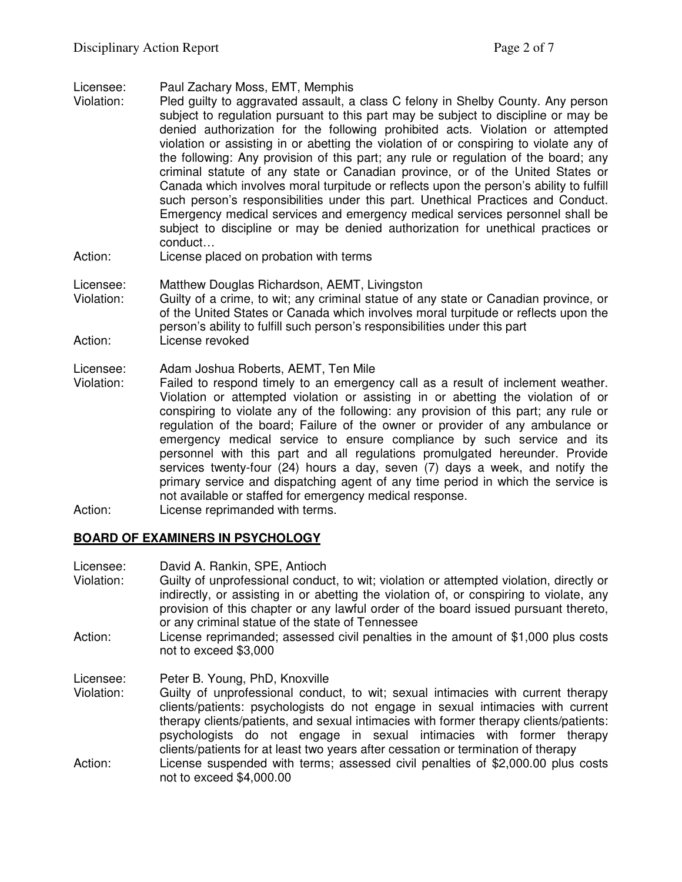Licensee: Paul Zachary Moss, EMT, Memphis
Violation: Pled guilty to aggravated assault, a class C felony in Shelby County. Any person subject to regulation pursuant to this part may be subject to discipline or may be denied authorization for the following prohibited acts. Violation or attempted violation or assisting in or abetting the violation of or conspiring to violate any of the following: Any provision of this part; any rule or regulation of the board; any criminal statute of any state or Canadian province, or of the United States or Canada which involves moral turpitude or reflects upon the person's ability to fulfill such person's responsibilities under this part. Unethical Practices and Conduct. Emergency medical services and emergency medical services personnel shall be subject to discipline or may be denied authorization for unethical practices or conduct…
Action: License placed on probation with terms

Licensee: Matthew Douglas Richardson, AEMT, Livingston
Violation: Guilty of a crime, to wit; any criminal statue of any state or Canadian province, or of the United States or Canada which involves moral turpitude or reflects upon the person's ability to fulfill such person's responsibilities under this part
Action: License revoked

Licensee: Adam Joshua Roberts, AEMT, Ten Mile
Violation: Failed to respond timely to an emergency call as a result of inclement weather. Violation or attempted violation or assisting in or abetting the violation of or conspiring to violate any of the following: any provision of this part; any rule or regulation of the board; Failure of the owner or provider of any ambulance or emergency medical service to ensure compliance by such service and its personnel with this part and all regulations promulgated hereunder. Provide services twenty-four (24) hours a day, seven (7) days a week, and notify the primary service and dispatching agent of any time period in which the service is not available or staffed for emergency medical response.
Action: License reprimanded with terms.

## BOARD OF EXAMINERS IN PSYCHOLOGY

Licensee: David A. Rankin, SPE, Antioch
Violation: Guilty of unprofessional conduct, to wit; violation or attempted violation, directly or indirectly, or assisting in or abetting the violation of, or conspiring to violate, any provision of this chapter or any lawful order of the board issued pursuant thereto, or any criminal statue of the state of Tennessee
Action: License reprimanded; assessed civil penalties in the amount of $1,000 plus costs not to exceed $3,000

Licensee: Peter B. Young, PhD, Knoxville
Violation: Guilty of unprofessional conduct, to wit; sexual intimacies with current therapy clients/patients: psychologists do not engage in sexual intimacies with current therapy clients/patients, and sexual intimacies with former therapy clients/patients: psychologists do not engage in sexual intimacies with former therapy clients/patients for at least two years after cessation or termination of therapy
Action: License suspended with terms; assessed civil penalties of $2,000.00 plus costs not to exceed $4,000.00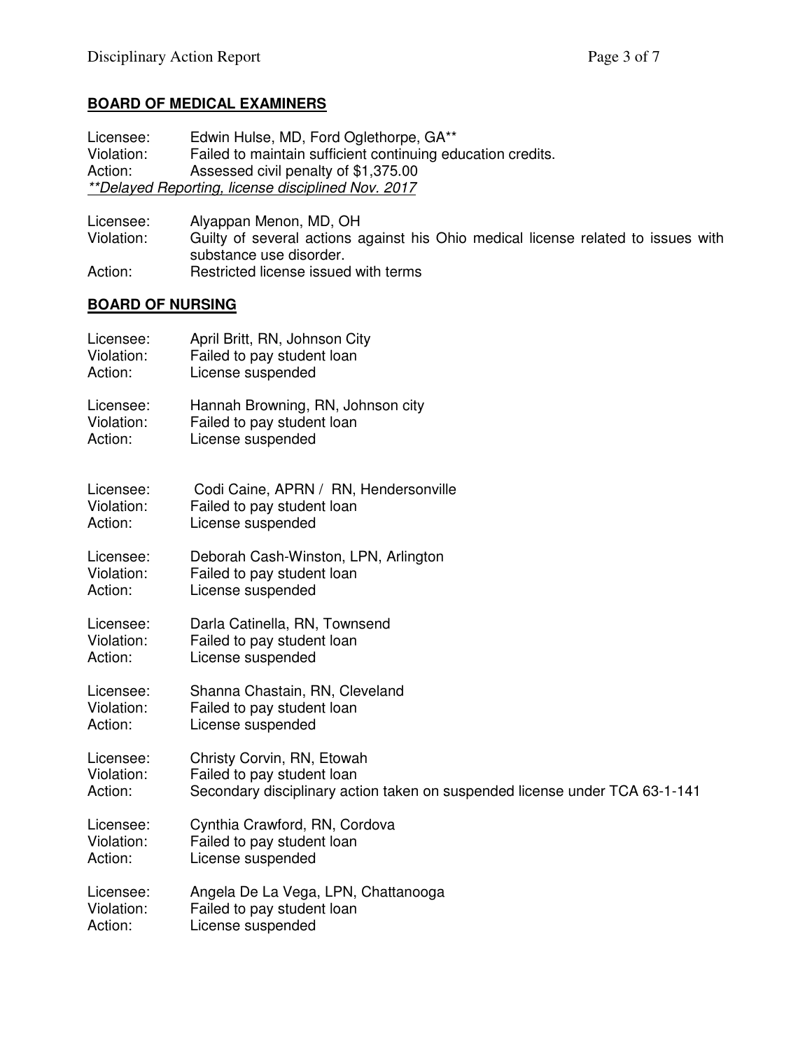## BOARD OF MEDICAL EXAMINERS

Licensee: Edwin Hulse, MD, Ford Oglethorpe, GA**
Violation: Failed to maintain sufficient continuing education credits.
Action: Assessed civil penalty of $1,375.00
*<u>**Delayed Reporting, license disciplined Nov. 2017</u>*

Licensee: Alyappan Menon, MD, OH
Violation: Guilty of several actions against his Ohio medical license related to issues with substance use disorder.
Action: Restricted license issued with terms

## BOARD OF NURSING

Licensee: April Britt, RN, Johnson City
Violation: Failed to pay student loan
Action: License suspended

Licensee: Hannah Browning, RN, Johnson city
Violation: Failed to pay student loan
Action: License suspended

Licensee: Codi Caine, APRN / RN, Hendersonville
Violation: Failed to pay student loan
Action: License suspended

Licensee: Deborah Cash-Winston, LPN, Arlington
Violation: Failed to pay student loan
Action: License suspended

Licensee: Darla Catinella, RN, Townsend
Violation: Failed to pay student loan
Action: License suspended

Licensee: Shanna Chastain, RN, Cleveland
Violation: Failed to pay student loan
Action: License suspended

Licensee: Christy Corvin, RN, Etowah
Violation: Failed to pay student loan
Action: Secondary disciplinary action taken on suspended license under TCA 63-1-141

Licensee: Cynthia Crawford, RN, Cordova
Violation: Failed to pay student loan
Action: License suspended

Licensee: Angela De La Vega, LPN, Chattanooga
Violation: Failed to pay student loan
Action: License suspended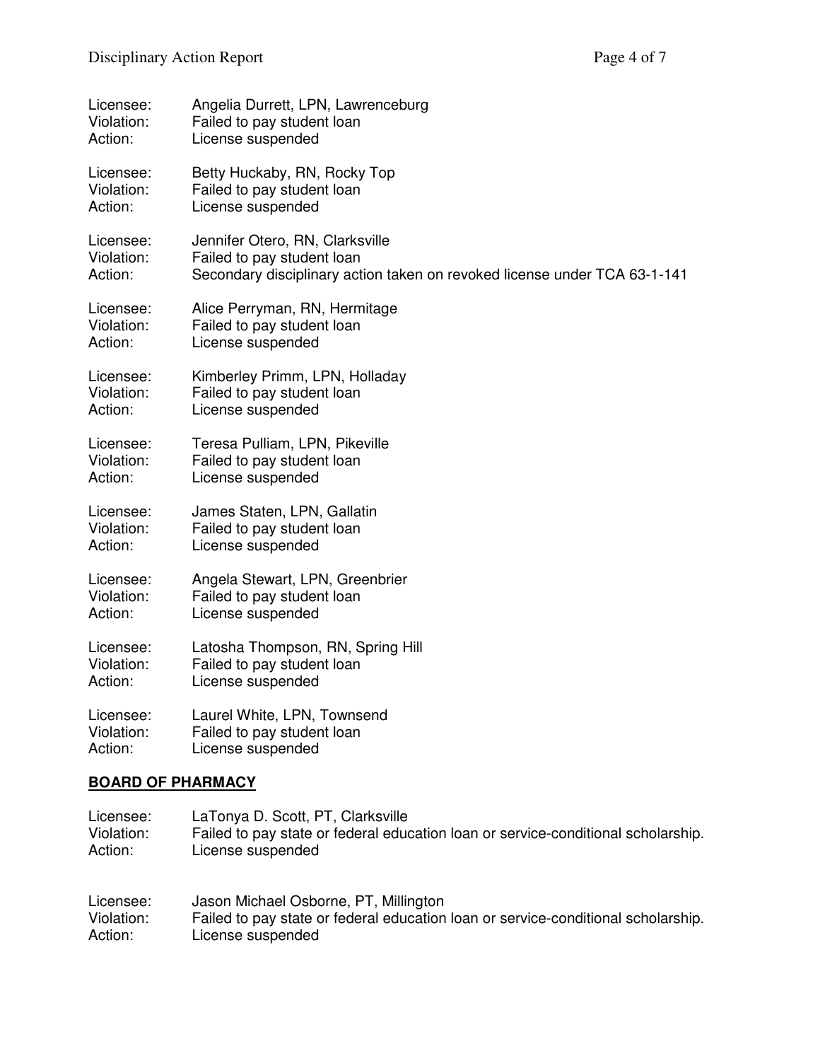Licensee: Angelia Durrett, LPN, Lawrenceburg
Violation: Failed to pay student loan
Action: License suspended

Licensee: Betty Huckaby, RN, Rocky Top
Violation: Failed to pay student loan
Action: License suspended

Licensee: Jennifer Otero, RN, Clarksville
Violation: Failed to pay student loan
Action: Secondary disciplinary action taken on revoked license under TCA 63-1-141

Licensee: Alice Perryman, RN, Hermitage
Violation: Failed to pay student loan
Action: License suspended

Licensee: Kimberley Primm, LPN, Holladay
Violation: Failed to pay student loan
Action: License suspended

Licensee: Teresa Pulliam, LPN, Pikeville
Violation: Failed to pay student loan
Action: License suspended

Licensee: James Staten, LPN, Gallatin
Violation: Failed to pay student loan
Action: License suspended

Licensee: Angela Stewart, LPN, Greenbrier
Violation: Failed to pay student loan
Action: License suspended

Licensee: Latosha Thompson, RN, Spring Hill
Violation: Failed to pay student loan
Action: License suspended

Licensee: Laurel White, LPN, Townsend
Violation: Failed to pay student loan
Action: License suspended

## **BOARD OF PHARMACY**

Licensee: LaTonya D. Scott, PT, Clarksville
Violation: Failed to pay state or federal education loan or service-conditional scholarship.
Action: License suspended

Licensee: Jason Michael Osborne, PT, Millington
Violation: Failed to pay state or federal education loan or service-conditional scholarship.
Action: License suspended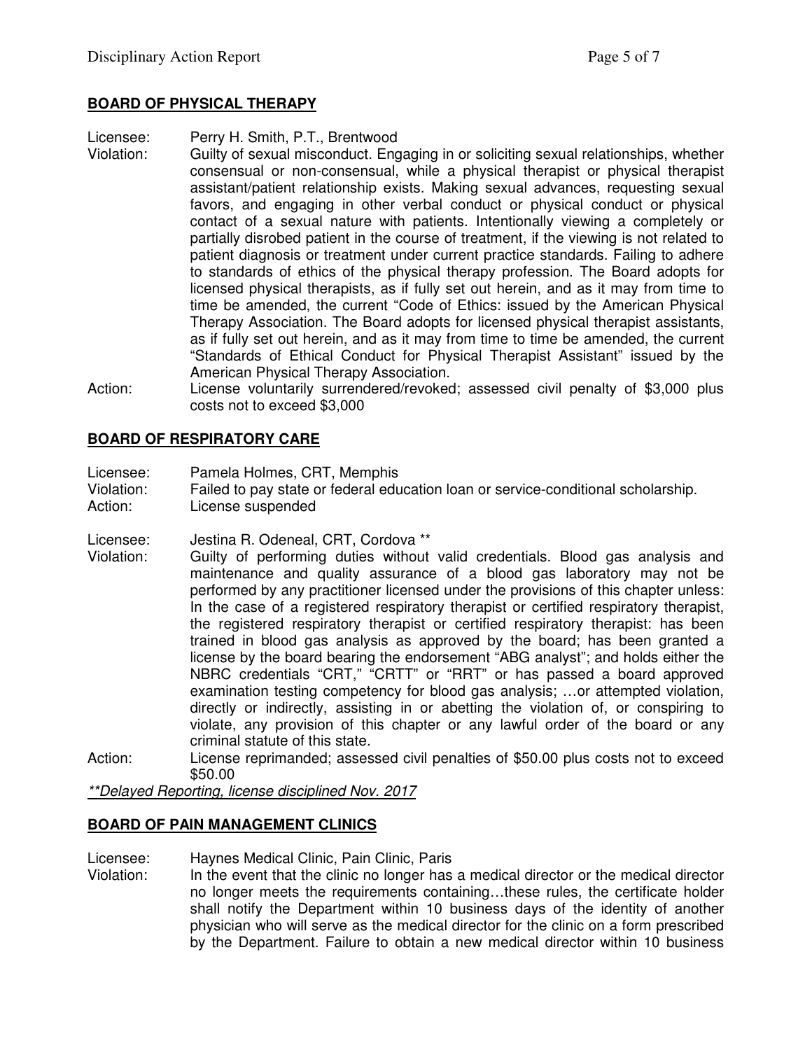## BOARD OF PHYSICAL THERAPY

Licensee: Perry H. Smith, P.T., Brentwood

Violation: Guilty of sexual misconduct. Engaging in or soliciting sexual relationships, whether consensual or non-consensual, while a physical therapist or physical therapist assistant/patient relationship exists. Making sexual advances, requesting sexual favors, and engaging in other verbal conduct or physical conduct or physical contact of a sexual nature with patients. Intentionally viewing a completely or partially disrobed patient in the course of treatment, if the viewing is not related to patient diagnosis or treatment under current practice standards. Failing to adhere to standards of ethics of the physical therapy profession. The Board adopts for licensed physical therapists, as if fully set out herein, and as it may from time to time be amended, the current "Code of Ethics: issued by the American Physical Therapy Association. The Board adopts for licensed physical therapist assistants, as if fully set out herein, and as it may from time to time be amended, the current "Standards of Ethical Conduct for Physical Therapist Assistant" issued by the American Physical Therapy Association.

Action: License voluntarily surrendered/revoked; assessed civil penalty of $3,000 plus costs not to exceed $3,000

## BOARD OF RESPIRATORY CARE

Licensee: Pamela Holmes, CRT, Memphis

Violation: Failed to pay state or federal education loan or service-conditional scholarship.

Action: License suspended

Licensee: Jestina R. Odeneal, CRT, Cordova **

Violation: Guilty of performing duties without valid credentials. Blood gas analysis and maintenance and quality assurance of a blood gas laboratory may not be performed by any practitioner licensed under the provisions of this chapter unless: In the case of a registered respiratory therapist or certified respiratory therapist, the registered respiratory therapist or certified respiratory therapist: has been trained in blood gas analysis as approved by the board; has been granted a license by the board bearing the endorsement "ABG analyst"; and holds either the NBRC credentials "CRT," "CRTT" or "RRT" or has passed a board approved examination testing competency for blood gas analysis; …or attempted violation, directly or indirectly, assisting in or abetting the violation of, or conspiring to violate, any provision of this chapter or any lawful order of the board or any criminal statute of this state.

Action: License reprimanded; assessed civil penalties of $50.00 plus costs not to exceed $50.00

*<u>**Delayed Reporting, license disciplined Nov. 2017</u>*

## BOARD OF PAIN MANAGEMENT CLINICS

Licensee: Haynes Medical Clinic, Pain Clinic, Paris

Violation: In the event that the clinic no longer has a medical director or the medical director no longer meets the requirements containing…these rules, the certificate holder shall notify the Department within 10 business days of the identity of another physician who will serve as the medical director for the clinic on a form prescribed by the Department. Failure to obtain a new medical director within 10 business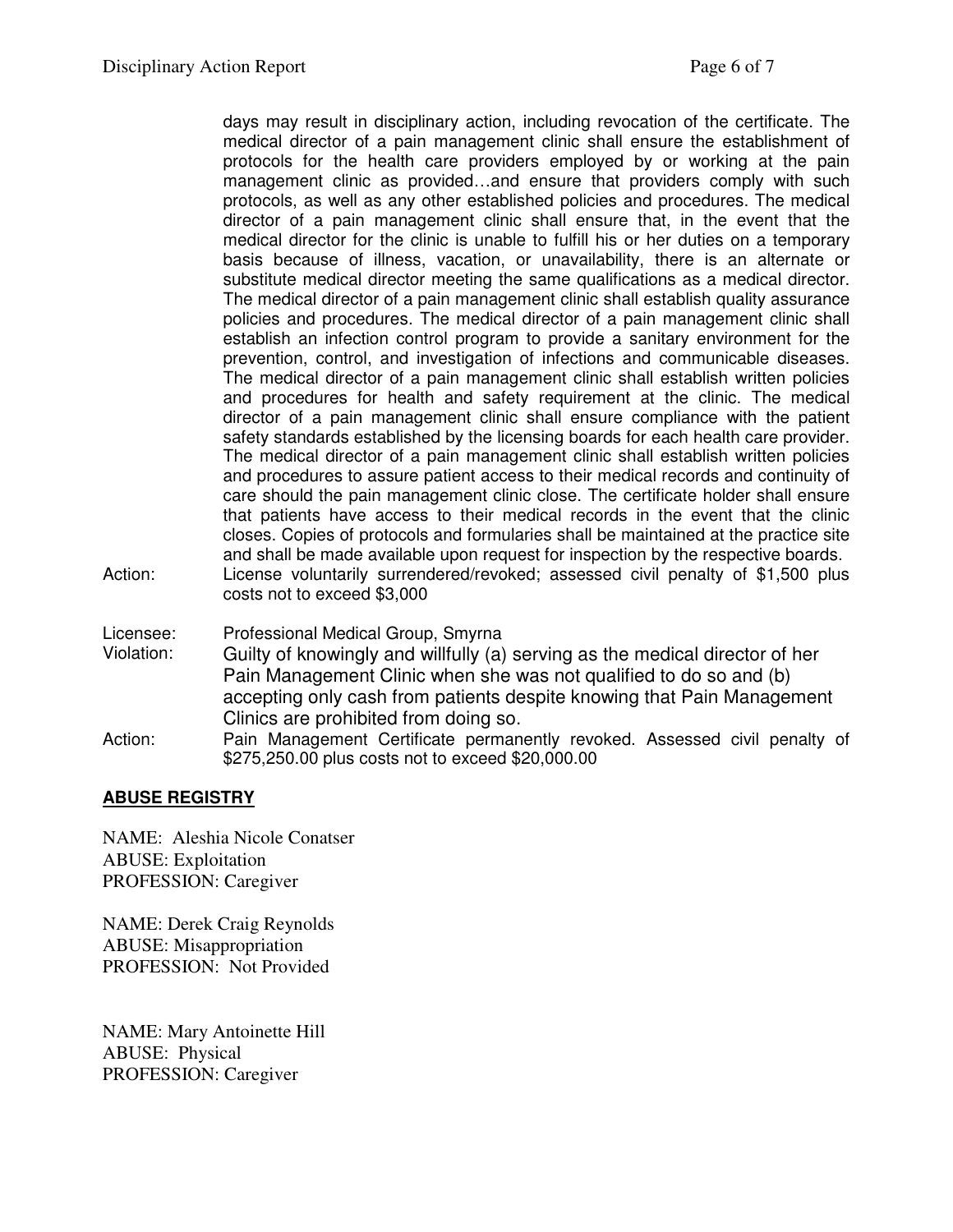days may result in disciplinary action, including revocation of the certificate. The medical director of a pain management clinic shall ensure the establishment of protocols for the health care providers employed by or working at the pain management clinic as provided…and ensure that providers comply with such protocols, as well as any other established policies and procedures. The medical director of a pain management clinic shall ensure that, in the event that the medical director for the clinic is unable to fulfill his or her duties on a temporary basis because of illness, vacation, or unavailability, there is an alternate or substitute medical director meeting the same qualifications as a medical director. The medical director of a pain management clinic shall establish quality assurance policies and procedures. The medical director of a pain management clinic shall establish an infection control program to provide a sanitary environment for the prevention, control, and investigation of infections and communicable diseases. The medical director of a pain management clinic shall establish written policies and procedures for health and safety requirement at the clinic. The medical director of a pain management clinic shall ensure compliance with the patient safety standards established by the licensing boards for each health care provider. The medical director of a pain management clinic shall establish written policies and procedures to assure patient access to their medical records and continuity of care should the pain management clinic close. The certificate holder shall ensure that patients have access to their medical records in the event that the clinic closes. Copies of protocols and formularies shall be maintained at the practice site and shall be made available upon request for inspection by the respective boards.

Action: License voluntarily surrendered/revoked; assessed civil penalty of $1,500 plus costs not to exceed $3,000

Licensee: Professional Medical Group, Smyrna

Violation: Guilty of knowingly and willfully (a) serving as the medical director of her Pain Management Clinic when she was not qualified to do so and (b) accepting only cash from patients despite knowing that Pain Management Clinics are prohibited from doing so.

Action: Pain Management Certificate permanently revoked. Assessed civil penalty of $275,250.00 plus costs not to exceed $20,000.00

## **ABUSE REGISTRY**

NAME: Aleshia Nicole Conatser
ABUSE: Exploitation
PROFESSION: Caregiver

NAME: Derek Craig Reynolds
ABUSE: Misappropriation
PROFESSION: Not Provided

NAME: Mary Antoinette Hill
ABUSE: Physical
PROFESSION: Caregiver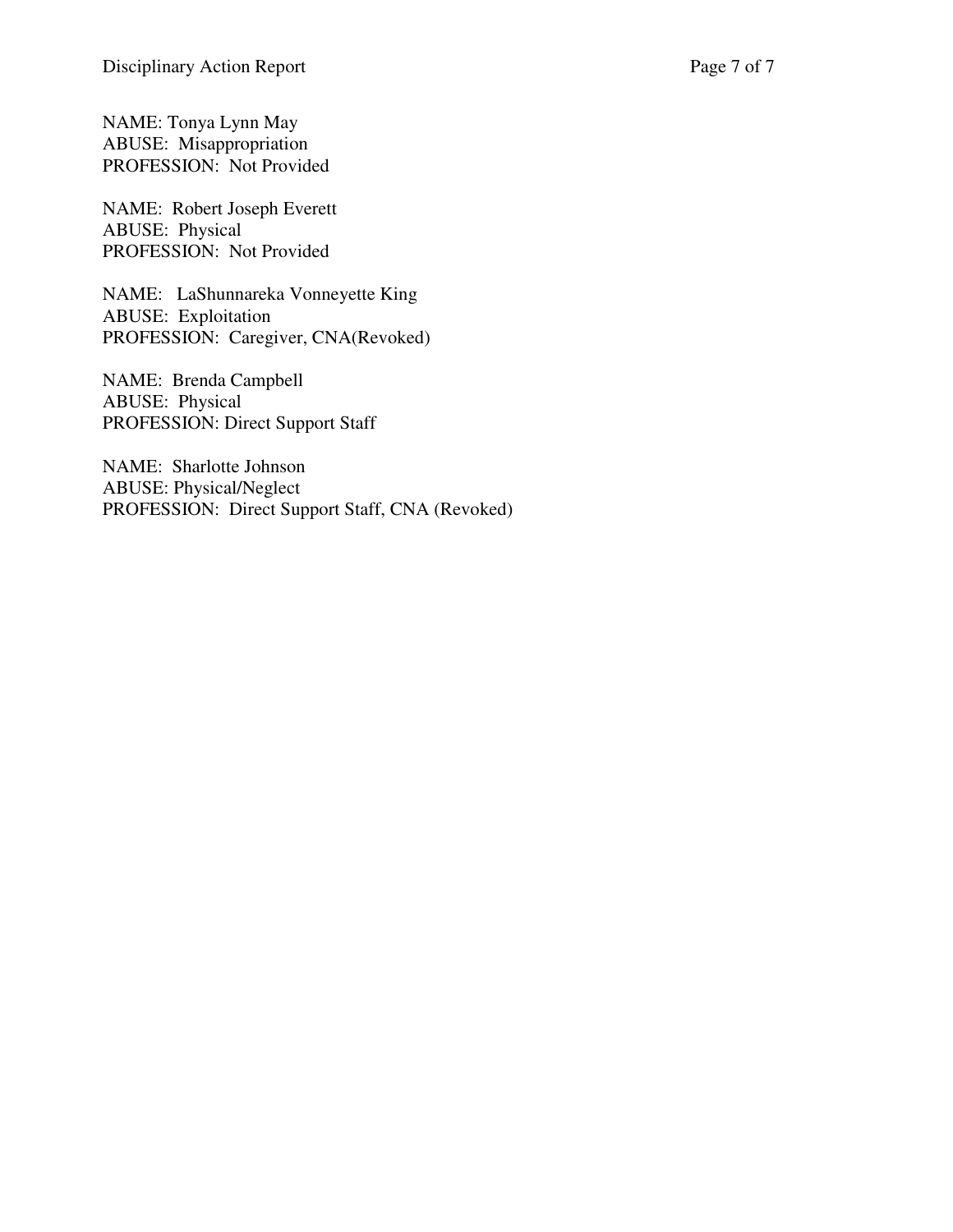NAME: Tonya Lynn May
ABUSE: Misappropriation
PROFESSION: Not Provided

NAME: Robert Joseph Everett
ABUSE: Physical
PROFESSION: Not Provided

NAME: LaShunnareka Vonneyette King
ABUSE: Exploitation
PROFESSION: Caregiver, CNA(Revoked)

NAME: Brenda Campbell
ABUSE: Physical
PROFESSION: Direct Support Staff

NAME: Sharlotte Johnson
ABUSE: Physical/Neglect
PROFESSION: Direct Support Staff, CNA (Revoked)